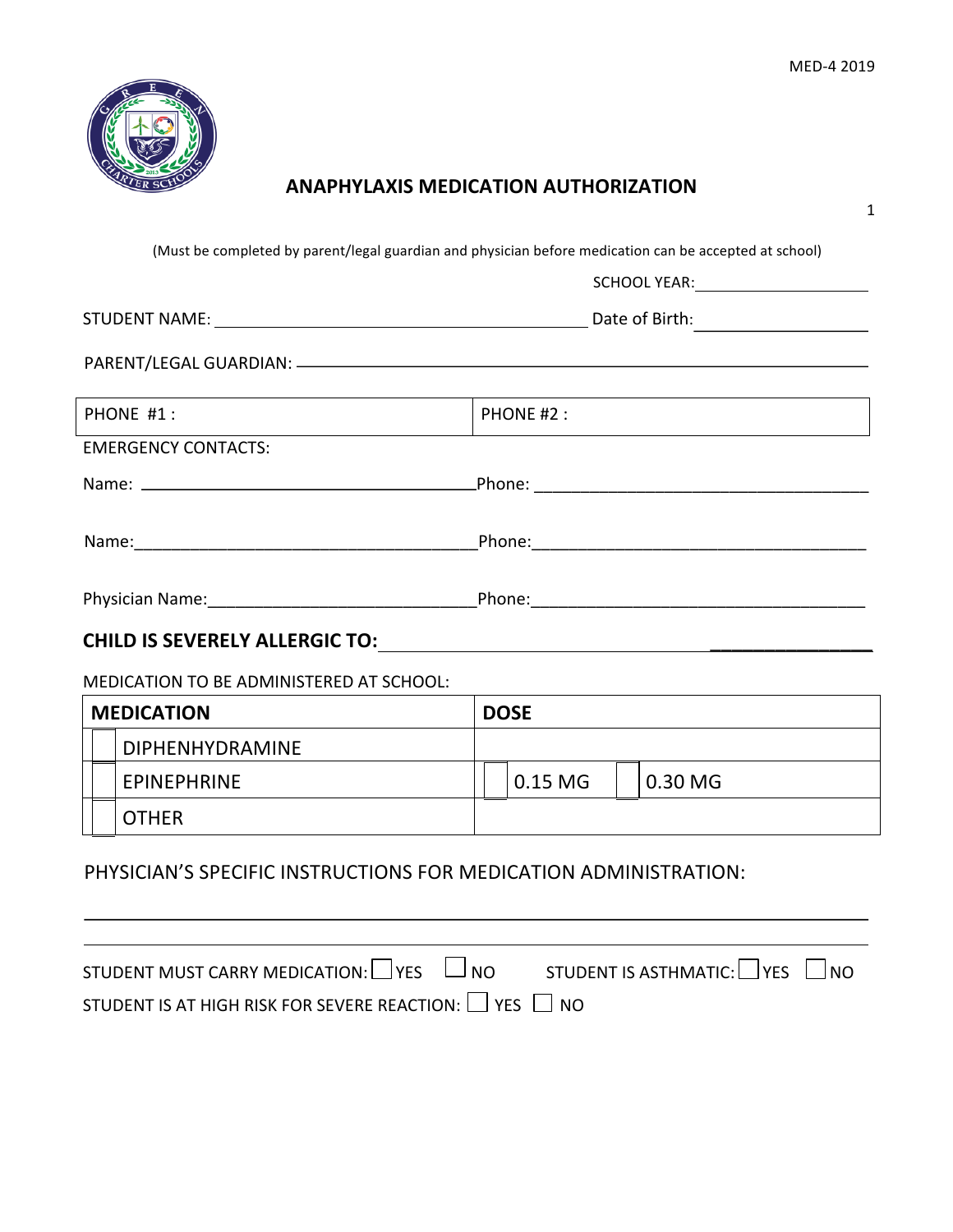MED-4 2019

# ANAPHYLAXIS MEDICATION AUTHORIZATION

(Must be completed by parent/legal guardian and physician before medication can be accepted at school)

SCHOOL YEAR: ____________________

STUDENT NAME: ____________________________________________ Date of Birth: __________________

PARENT/LEGAL GUARDIAN: ______________________________________________________________

| PHONE #1 : | PHONE #2 : |
| --- | --- |

EMERGENCY CONTACTS:

Name: ____________________________________ Phone: ____________________________________

Name: ____________________________________ Phone: ____________________________________

Physician Name: ____________________________ Phone: ____________________________________

**CHILD IS SEVERELY ALLERGIC TO:** ______________________________________________________

MEDICATION TO BE ADMINISTERED AT SCHOOL:

| MEDICATION | DOSE |
| --- | --- |
| ☐ DIPHENHYDRAMINE | |
| ☐ EPINEPHRINE | ☐ 0.15 MG ☐ 0.30 MG |
| ☐ OTHER | |

PHYSICIAN'S SPECIFIC INSTRUCTIONS FOR MEDICATION ADMINISTRATION:

_____________________________________________________________________________

_____________________________________________________________________________

STUDENT MUST CARRY MEDICATION: ☐ YES ☐ NO STUDENT IS ASTHMATIC: ☐ YES ☐ NO

STUDENT IS AT HIGH RISK FOR SEVERE REACTION: ☐ YES ☐ NO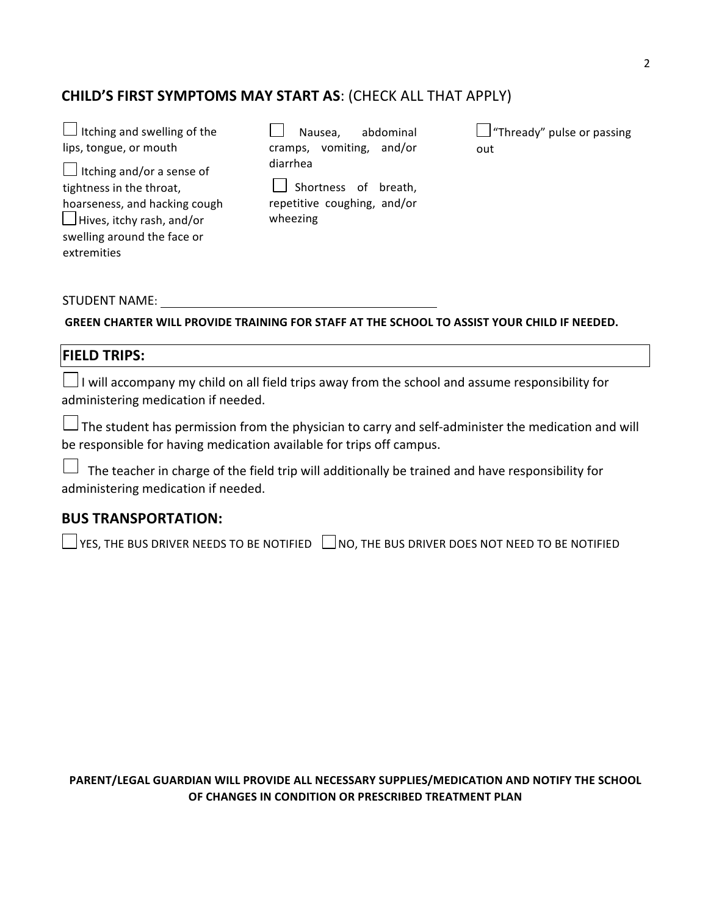## CHILD'S FIRST SYMPTOMS MAY START AS: (CHECK ALL THAT APPLY)

- ☐ Itching and swelling of the lips, tongue, or mouth
- ☐ Itching and/or a sense of tightness in the throat, hoarseness, and hacking cough
- ☐ Hives, itchy rash, and/or swelling around the face or extremities
- ☐ Nausea, abdominal cramps, vomiting, and/or diarrhea
- ☐ Shortness of breath, repetitive coughing, and/or wheezing
- ☐ "Thready" pulse or passing out

STUDENT NAME: ________________________________________

**GREEN CHARTER WILL PROVIDE TRAINING FOR STAFF AT THE SCHOOL TO ASSIST YOUR CHILD IF NEEDED.**

## FIELD TRIPS:

☐ I will accompany my child on all field trips away from the school and assume responsibility for administering medication if needed.

☐ The student has permission from the physician to carry and self-administer the medication and will be responsible for having medication available for trips off campus.

☐ The teacher in charge of the field trip will additionally be trained and have responsibility for administering medication if needed.

## BUS TRANSPORTATION:

☐ YES, THE BUS DRIVER NEEDS TO BE NOTIFIED ☐ NO, THE BUS DRIVER DOES NOT NEED TO BE NOTIFIED

**PARENT/LEGAL GUARDIAN WILL PROVIDE ALL NECESSARY SUPPLIES/MEDICATION AND NOTIFY THE SCHOOL OF CHANGES IN CONDITION OR PRESCRIBED TREATMENT PLAN**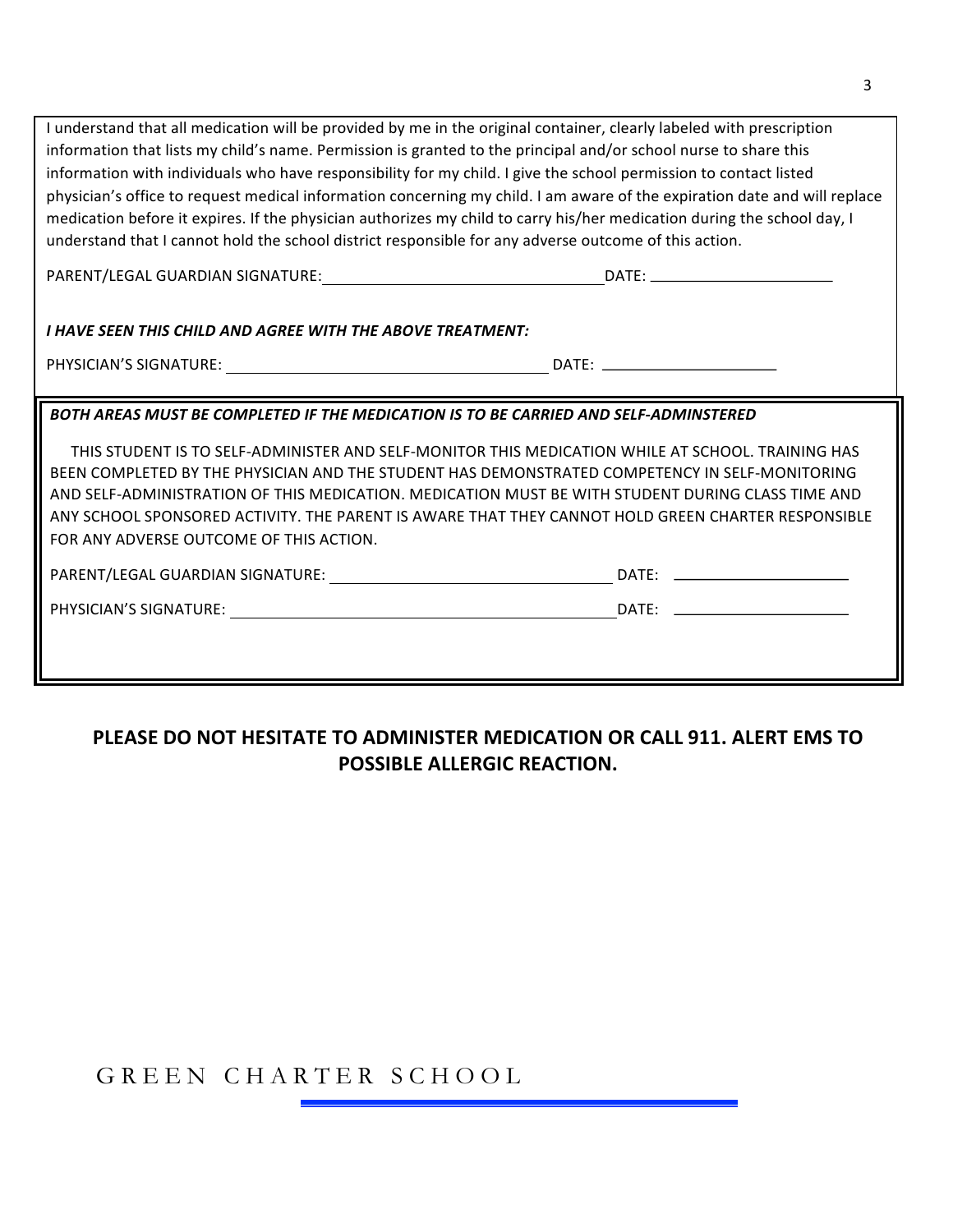I understand that all medication will be provided by me in the original container, clearly labeled with prescription information that lists my child's name. Permission is granted to the principal and/or school nurse to share this information with individuals who have responsibility for my child. I give the school permission to contact listed physician's office to request medical information concerning my child. I am aware of the expiration date and will replace medication before it expires. If the physician authorizes my child to carry his/her medication during the school day, I understand that I cannot hold the school district responsible for any adverse outcome of this action.

PARENT/LEGAL GUARDIAN SIGNATURE: ________________________________ DATE: ____________________

***I HAVE SEEN THIS CHILD AND AGREE WITH THE ABOVE TREATMENT:***

PHYSICIAN'S SIGNATURE: ____________________________________ DATE: ____________________

***BOTH AREAS MUST BE COMPLETED IF THE MEDICATION IS TO BE CARRIED AND SELF-ADMINSTERED***

THIS STUDENT IS TO SELF-ADMINISTER AND SELF-MONITOR THIS MEDICATION WHILE AT SCHOOL. TRAINING HAS BEEN COMPLETED BY THE PHYSICIAN AND THE STUDENT HAS DEMONSTRATED COMPETENCY IN SELF-MONITORING AND SELF-ADMINISTRATION OF THIS MEDICATION. MEDICATION MUST BE WITH STUDENT DURING CLASS TIME AND ANY SCHOOL SPONSORED ACTIVITY. THE PARENT IS AWARE THAT THEY CANNOT HOLD GREEN CHARTER RESPONSIBLE FOR ANY ADVERSE OUTCOME OF THIS ACTION.

PARENT/LEGAL GUARDIAN SIGNATURE: ________________________________ DATE: ____________________

PHYSICIAN'S SIGNATURE: ____________________________________________ DATE: ____________________

**PLEASE DO NOT HESITATE TO ADMINISTER MEDICATION OR CALL 911. ALERT EMS TO POSSIBLE ALLERGIC REACTION.**

GREEN CHARTER SCHOOL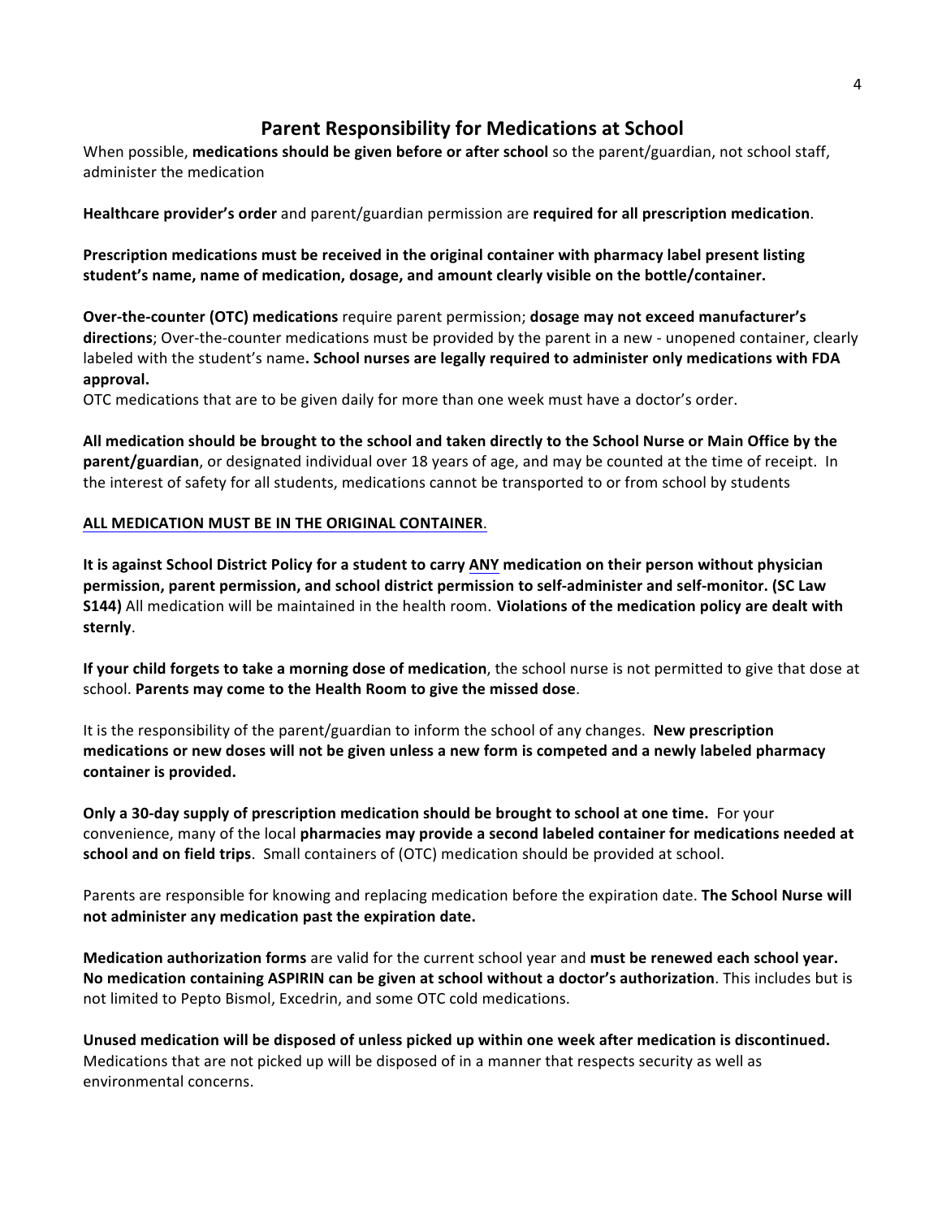## Parent Responsibility for Medications at School

When possible, **medications should be given before or after school** so the parent/guardian, not school staff, administer the medication

**Healthcare provider's order** and parent/guardian permission are **required for all prescription medication**.

**Prescription medications must be received in the original container with pharmacy label present listing student's name, name of medication, dosage, and amount clearly visible on the bottle/container.**

**Over-the-counter (OTC) medications** require parent permission; **dosage may not exceed manufacturer's directions**; Over-the-counter medications must be provided by the parent in a new - unopened container, clearly labeled with the student's name**. School nurses are legally required to administer only medications with FDA approval.**

OTC medications that are to be given daily for more than one week must have a doctor's order.

**All medication should be brought to the school and taken directly to the School Nurse or Main Office by the parent/guardian**, or designated individual over 18 years of age, and may be counted at the time of receipt. In the interest of safety for all students, medications cannot be transported to or from school by students

**ALL MEDICATION MUST BE IN THE ORIGINAL CONTAINER**.

**It is against School District Policy for a student to carry ANY medication on their person without physician permission, parent permission, and school district permission to self-administer and self-monitor. (SC Law S144)** All medication will be maintained in the health room. **Violations of the medication policy are dealt with sternly**.

**If your child forgets to take a morning dose of medication**, the school nurse is not permitted to give that dose at school. **Parents may come to the Health Room to give the missed dose**.

It is the responsibility of the parent/guardian to inform the school of any changes. **New prescription medications or new doses will not be given unless a new form is competed and a newly labeled pharmacy container is provided.**

**Only a 30-day supply of prescription medication should be brought to school at one time.** For your convenience, many of the local **pharmacies may provide a second labeled container for medications needed at school and on field trips**. Small containers of (OTC) medication should be provided at school.

Parents are responsible for knowing and replacing medication before the expiration date. **The School Nurse will not administer any medication past the expiration date.**

**Medication authorization forms** are valid for the current school year and **must be renewed each school year. No medication containing ASPIRIN can be given at school without a doctor's authorization**. This includes but is not limited to Pepto Bismol, Excedrin, and some OTC cold medications.

**Unused medication will be disposed of unless picked up within one week after medication is discontinued.** Medications that are not picked up will be disposed of in a manner that respects security as well as environmental concerns.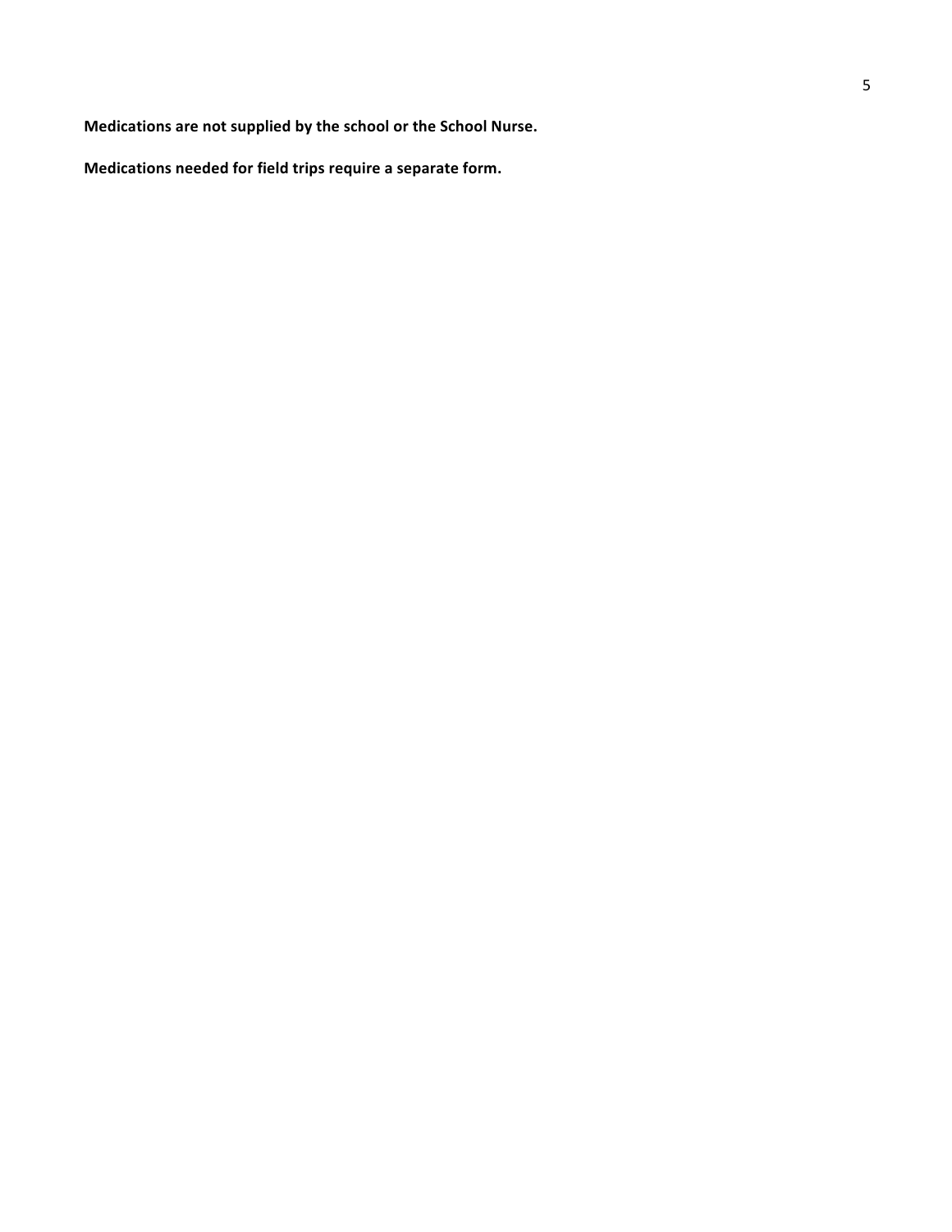**Medications are not supplied by the school or the School Nurse.**

**Medications needed for field trips require a separate form.**